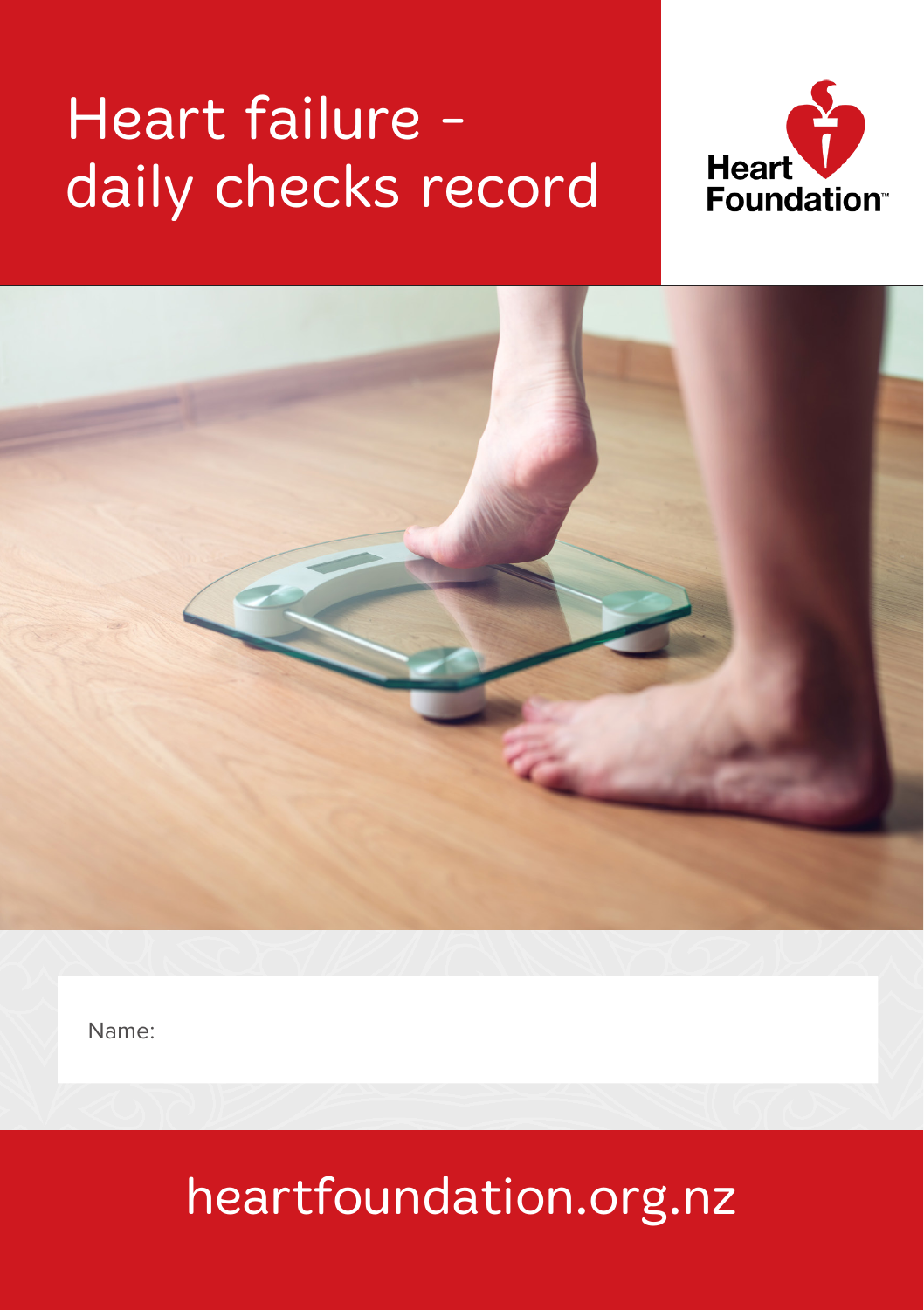# Heart failure - daily checks record

Heart Foundation™

Name:

heartfoundation.org.nz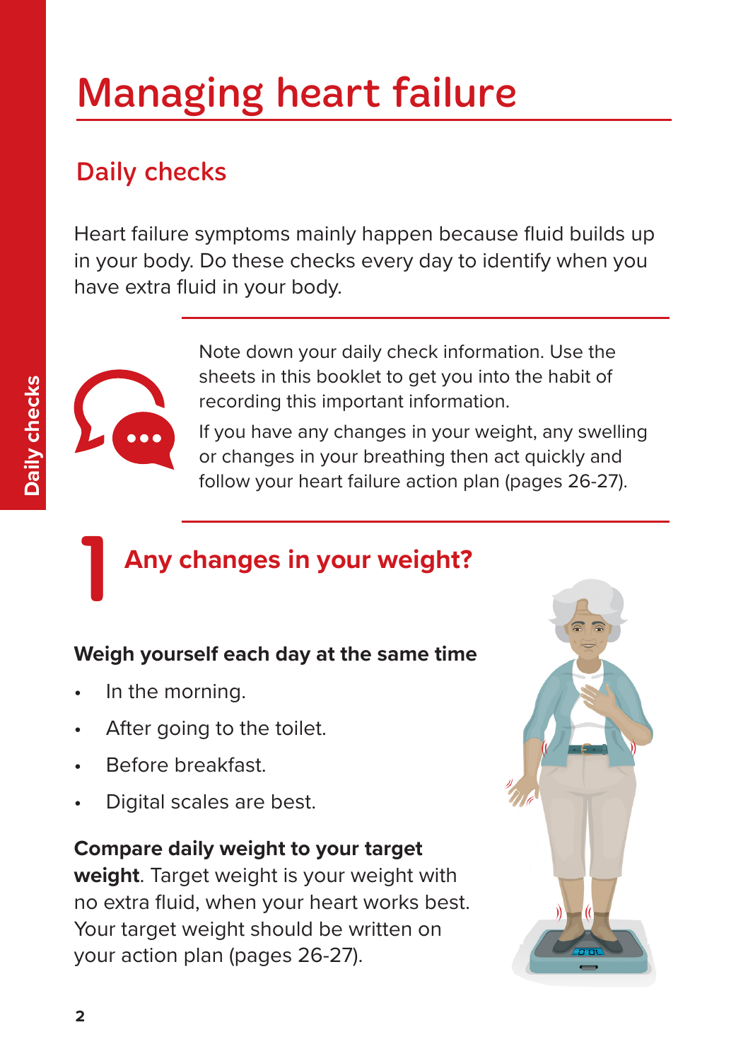# Managing heart failure

## Daily checks

Heart failure symptoms mainly happen because fluid builds up in your body. Do these checks every day to identify when you have extra fluid in your body.

Note down your daily check information. Use the sheets in this booklet to get you into the habit of recording this important information.

If you have any changes in your weight, any swelling or changes in your breathing then act quickly and follow your heart failure action plan (pages 26-27).

## 1 Any changes in your weight?

**Weigh yourself each day at the same time**

- In the morning.
- After going to the toilet.
- Before breakfast.
- Digital scales are best.

**Compare daily weight to your target weight**. Target weight is your weight with no extra fluid, when your heart works best. Your target weight should be written on your action plan (pages 26-27).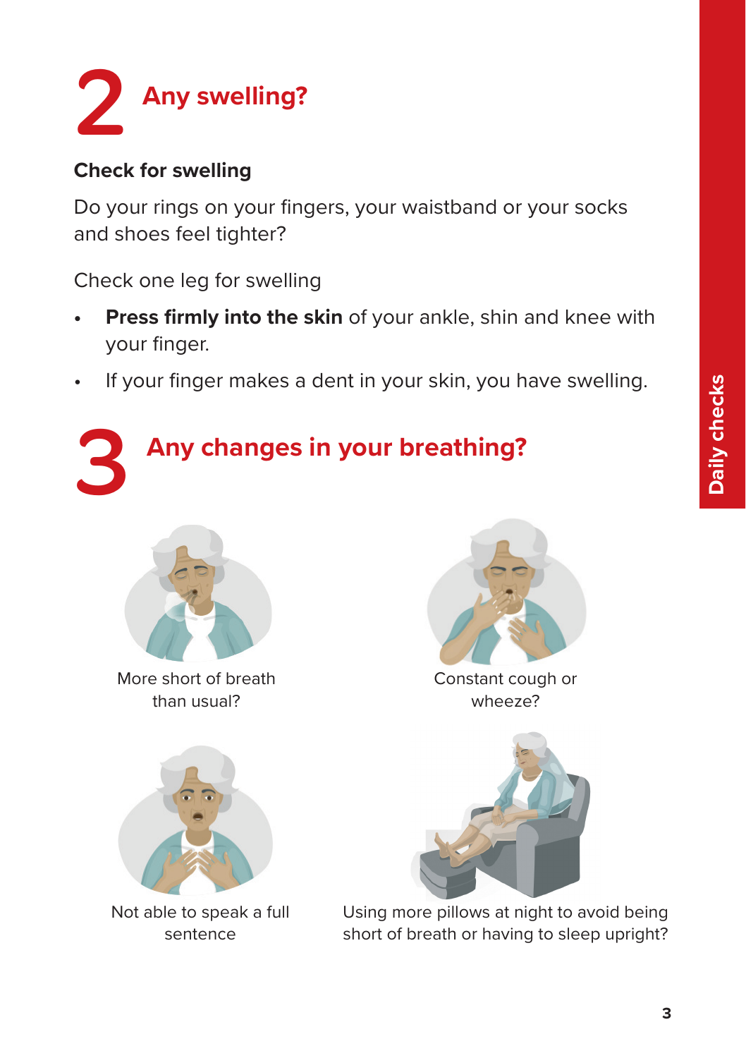## 2 Any swelling?

### Check for swelling

Do your rings on your fingers, your waistband or your socks and shoes feel tighter?

Check one leg for swelling

- **Press firmly into the skin** of your ankle, shin and knee with your finger.
- If your finger makes a dent in your skin, you have swelling.

## 3 Any changes in your breathing?

More short of breath than usual?

Constant cough or wheeze?

Not able to speak a full sentence

Using more pillows at night to avoid being short of breath or having to sleep upright?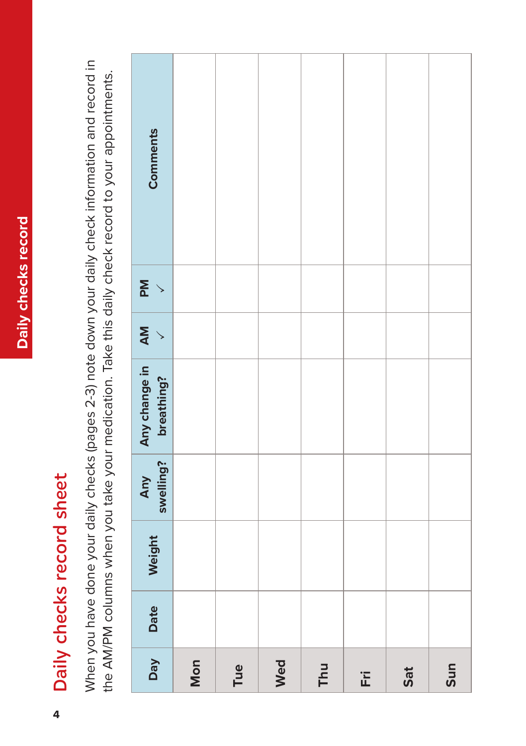## Daily checks record sheet

When you have done your daily checks (pages 2-3) note down your daily check information and record in the AM/PM columns when you take your medication. Take this daily check record to your appointments.

| Day | Date | Weight | Any swelling? | Any change in breathing? | AM ✓ | PM ✓ | Comments |
|---|---|---|---|---|---|---|---|
| Mon | | | | | | | |
| Tue | | | | | | | |
| Wed | | | | | | | |
| Thu | | | | | | | |
| Fri | | | | | | | |
| Sat | | | | | | | |
| Sun | | | | | | | |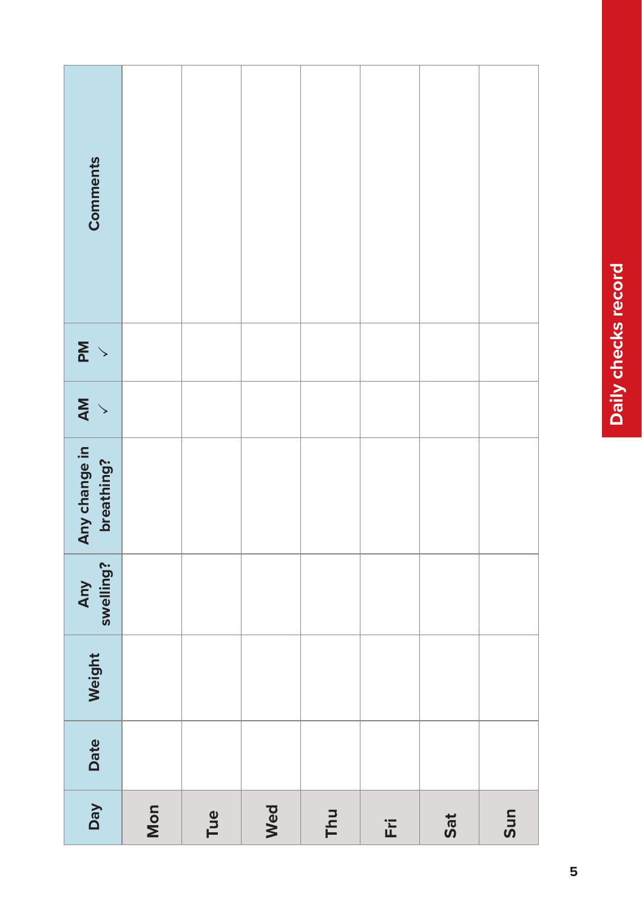## Daily checks record

| Day | Date | Weight | Any swelling? | Any change in breathing? | AM ✓ | PM ✓ | Comments |
|---|---|---|---|---|---|---|---|
| Mon | | | | | | | |
| Tue | | | | | | | |
| Wed | | | | | | | |
| Thu | | | | | | | |
| Fri | | | | | | | |
| Sat | | | | | | | |
| Sun | | | | | | | |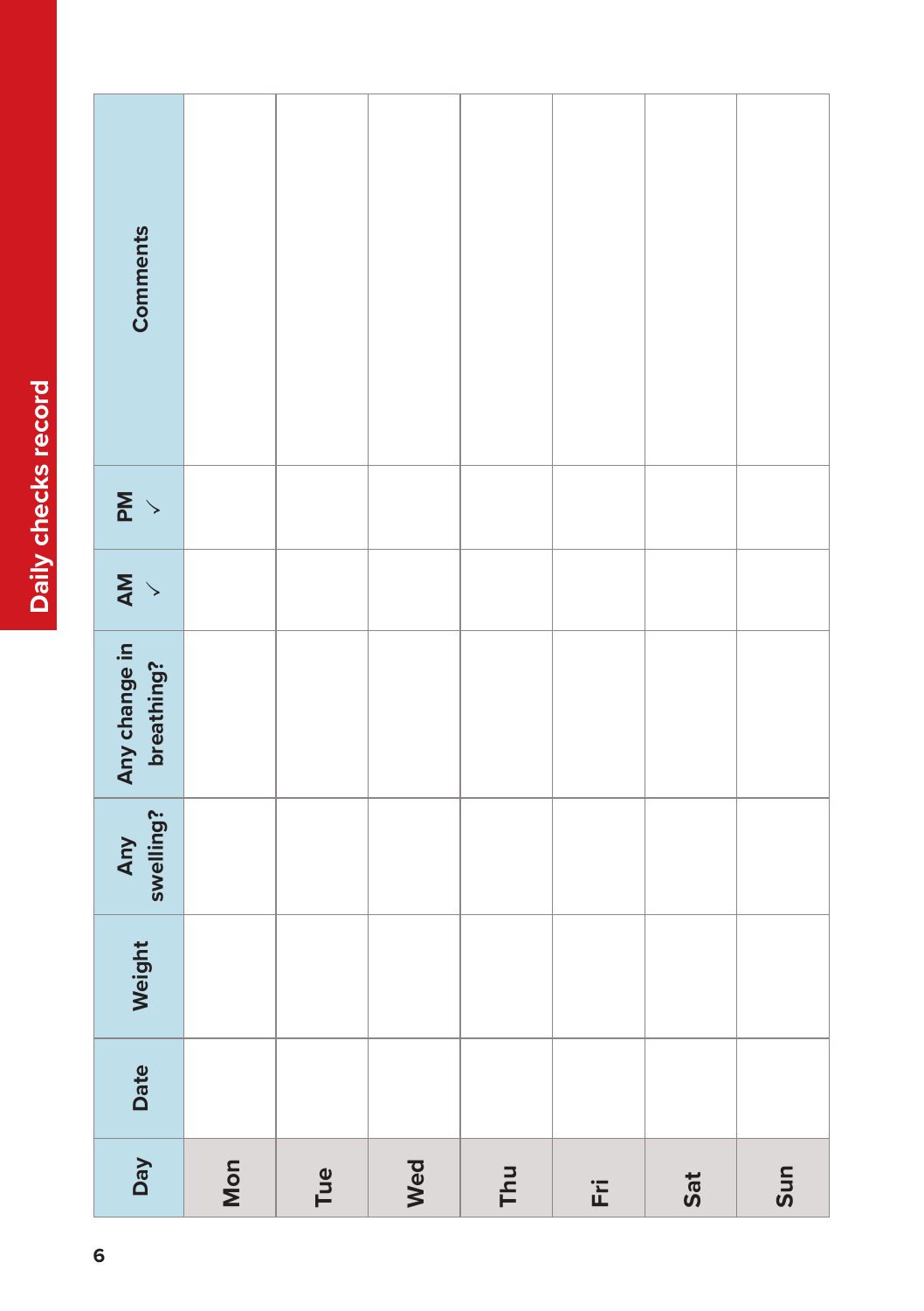# Daily checks record

| Day | Date | Weight | Any swelling? | Any change in breathing? | AM ✓ | PM ✓ | Comments |
|---|---|---|---|---|---|---|---|
| Mon | | | | | | | |
| Tue | | | | | | | |
| Wed | | | | | | | |
| Thu | | | | | | | |
| Fri | | | | | | | |
| Sat | | | | | | | |
| Sun | | | | | | | |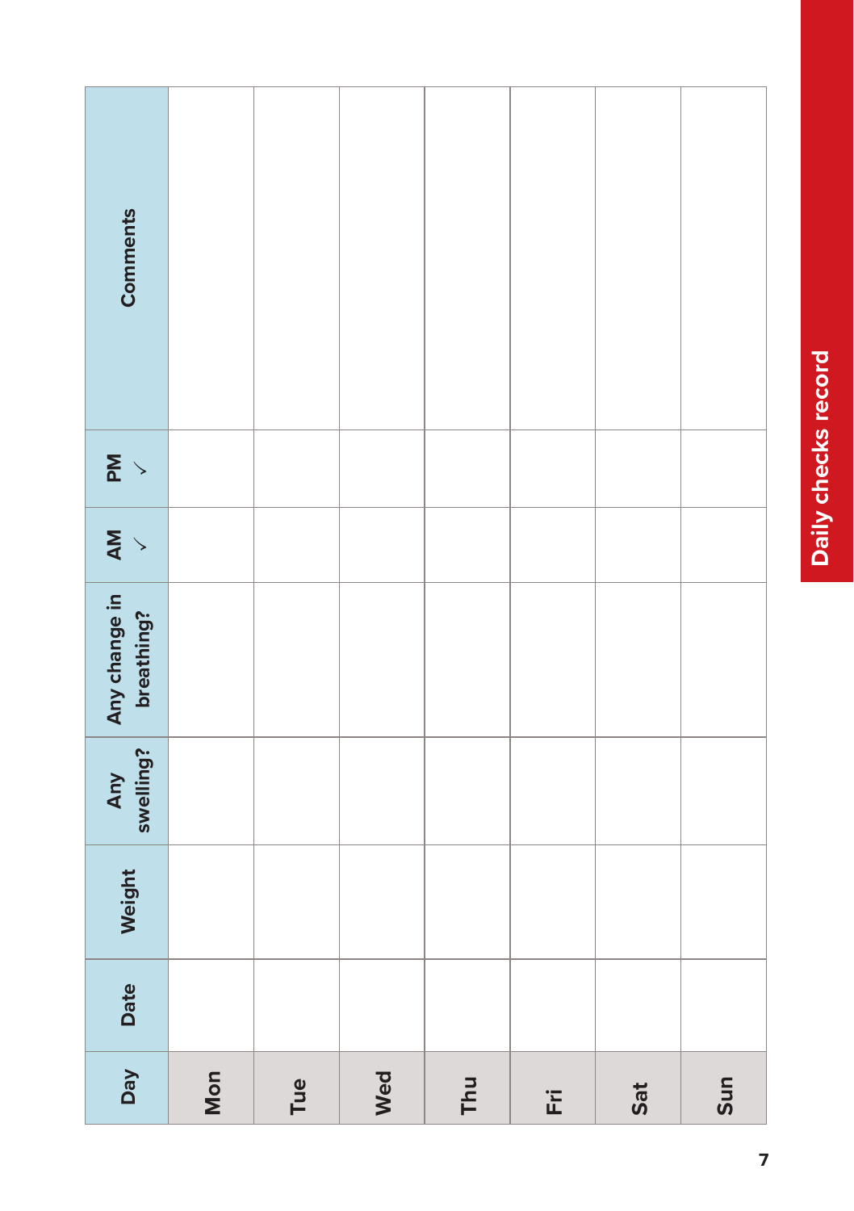# Daily checks record

| Day | Date | Weight | Any swelling? | Any change in breathing? | AM ✓ | PM ✓ | Comments |
|---|---|---|---|---|---|---|---|
| Mon | | | | | | | |
| Tue | | | | | | | |
| Wed | | | | | | | |
| Thu | | | | | | | |
| Fri | | | | | | | |
| Sat | | | | | | | |
| Sun | | | | | | | |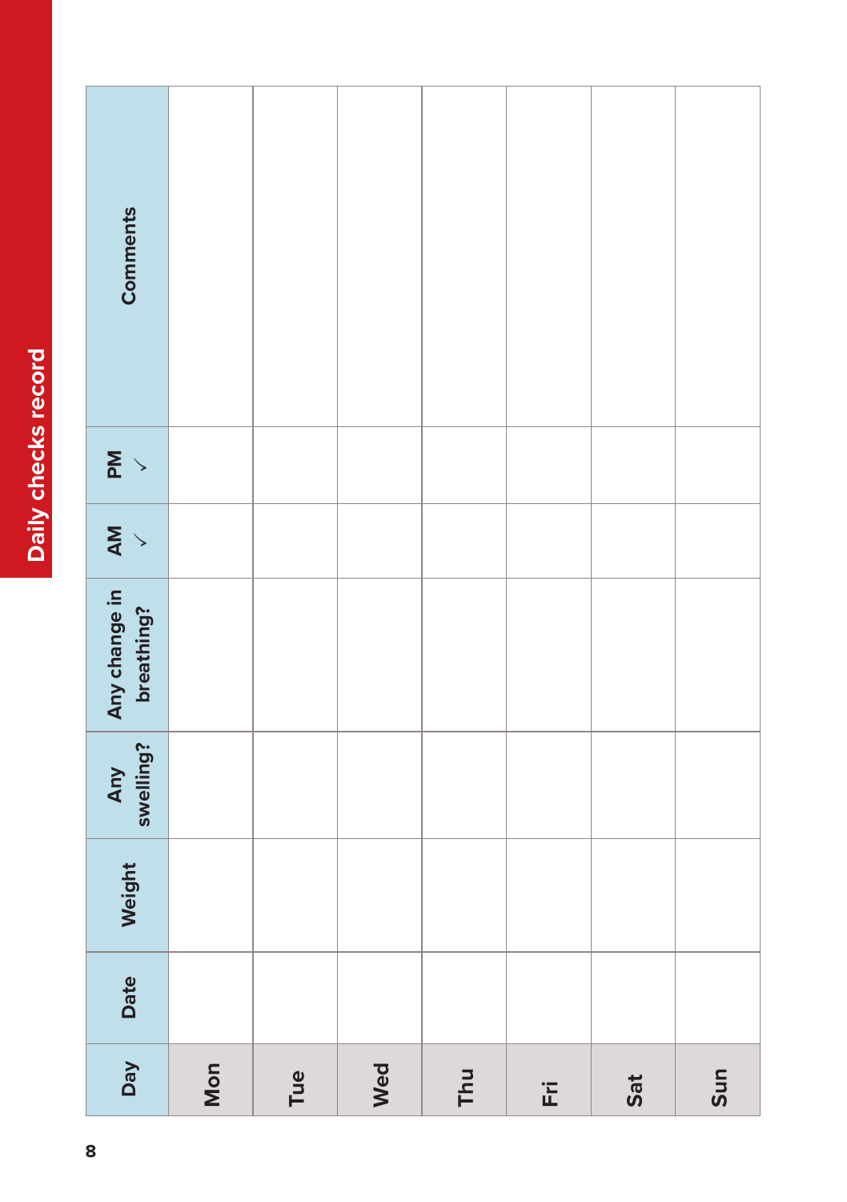# Daily checks record

| Day | Date | Weight | Any swelling? | Any change in breathing? | AM ✓ | PM ✓ | Comments |
|---|---|---|---|---|---|---|---|
| Mon | | | | | | | |
| Tue | | | | | | | |
| Wed | | | | | | | |
| Thu | | | | | | | |
| Fri | | | | | | | |
| Sat | | | | | | | |
| Sun | | | | | | | |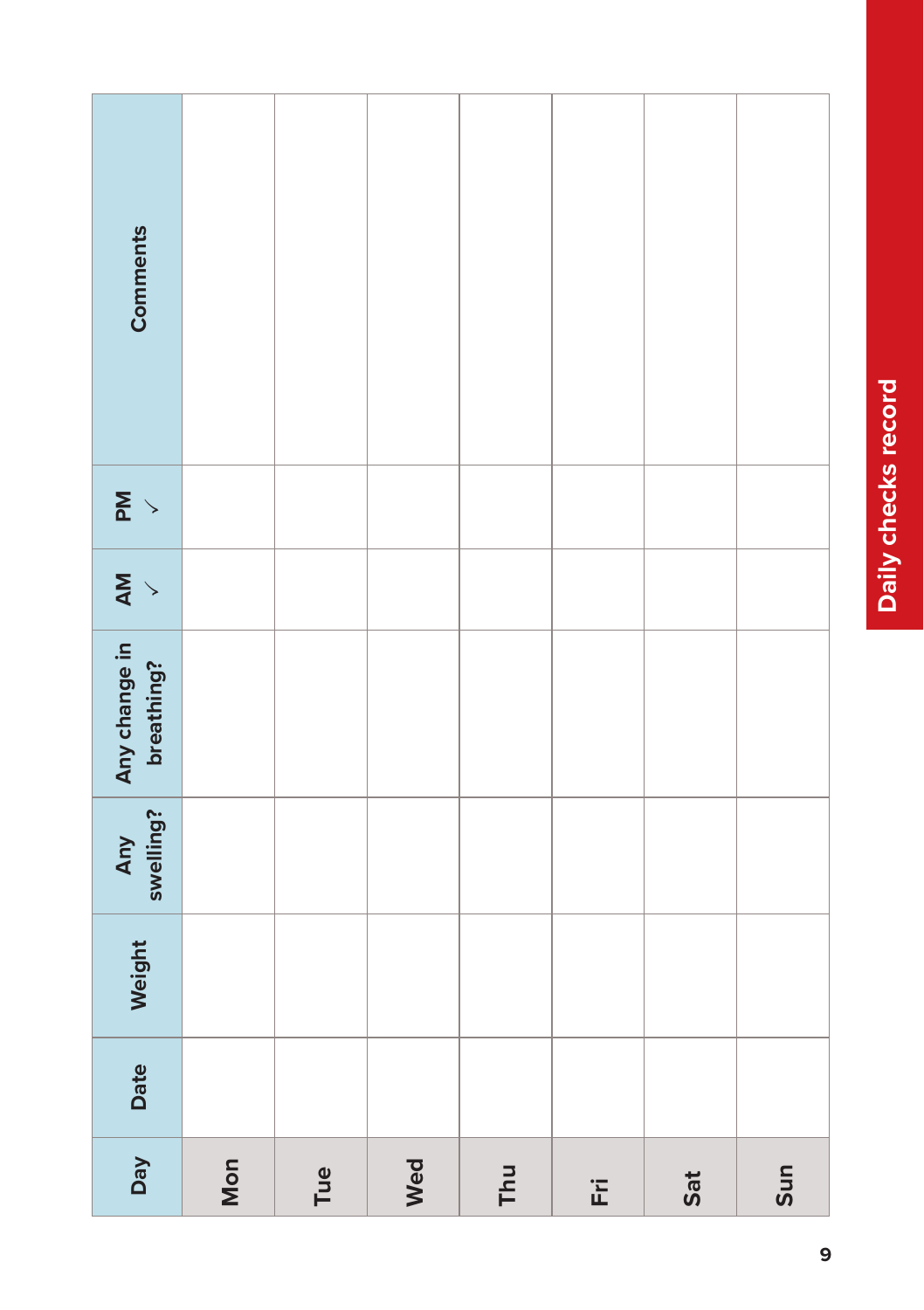# Daily checks record

| Day | Date | Weight | Any swelling? | Any change in breathing? | AM ✓ | PM ✓ | Comments |
|---|---|---|---|---|---|---|---|
| Mon | | | | | | | |
| Tue | | | | | | | |
| Wed | | | | | | | |
| Thu | | | | | | | |
| Fri | | | | | | | |
| Sat | | | | | | | |
| Sun | | | | | | | |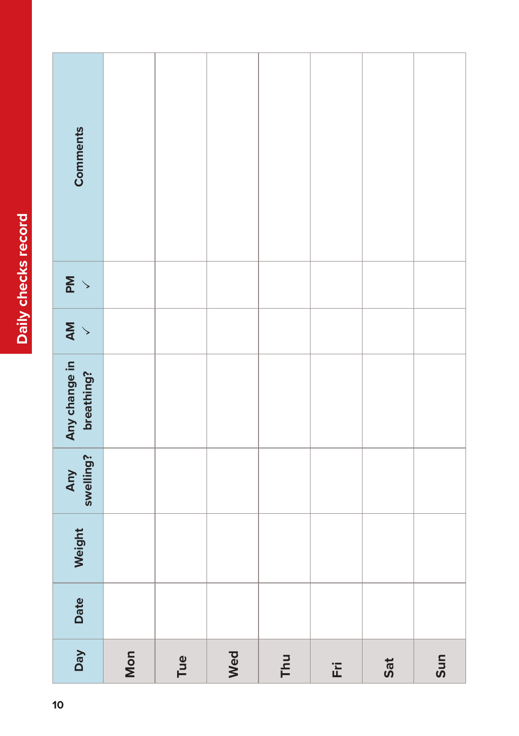## Daily checks record

| Day | Date | Weight | Any swelling? | Any change in breathing? | AM ✓ | PM ✓ | Comments |
|---|---|---|---|---|---|---|---|
| Mon | | | | | | | |
| Tue | | | | | | | |
| Wed | | | | | | | |
| Thu | | | | | | | |
| Fri | | | | | | | |
| Sat | | | | | | | |
| Sun | | | | | | | |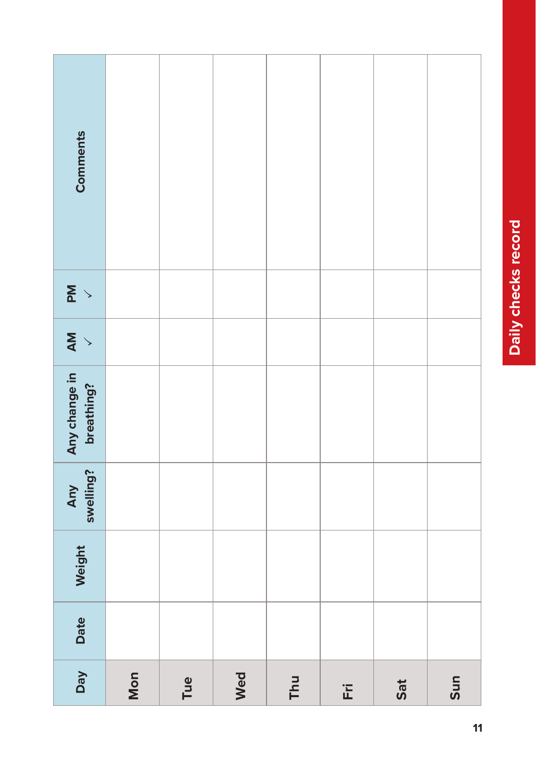## Daily checks record

| Day | Date | Weight | Any swelling? | Any change in breathing? | AM ✓ | PM ✓ | Comments |
|---|---|---|---|---|---|---|---|
| Mon | | | | | | | |
| Tue | | | | | | | |
| Wed | | | | | | | |
| Thu | | | | | | | |
| Fri | | | | | | | |
| Sat | | | | | | | |
| Sun | | | | | | | |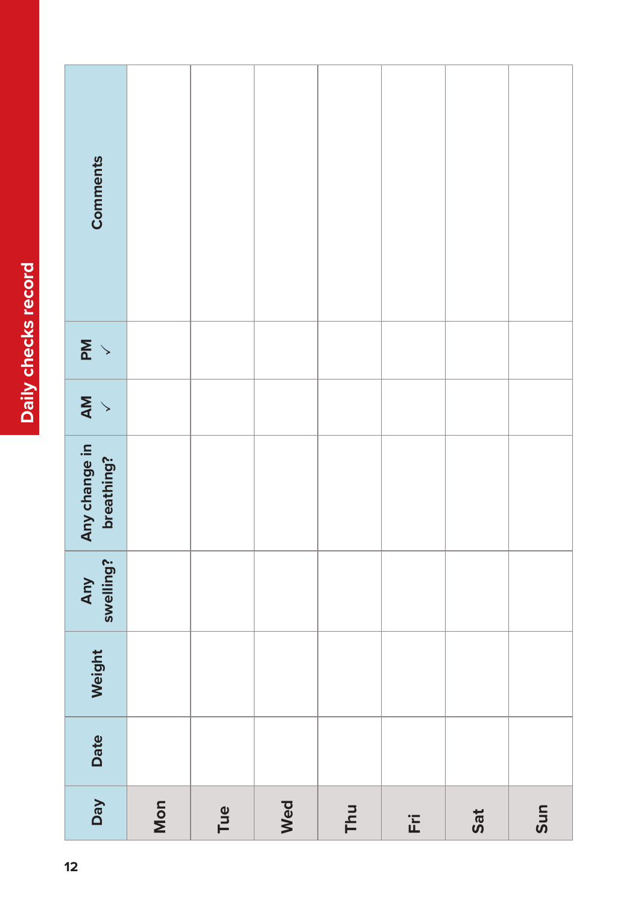# Daily checks record

| Day | Date | Weight | Any swelling? | Any change in breathing? | AM ✓ | PM ✓ | Comments |
|---|---|---|---|---|---|---|---|
| Mon | | | | | | | |
| Tue | | | | | | | |
| Wed | | | | | | | |
| Thu | | | | | | | |
| Fri | | | | | | | |
| Sat | | | | | | | |
| Sun | | | | | | | |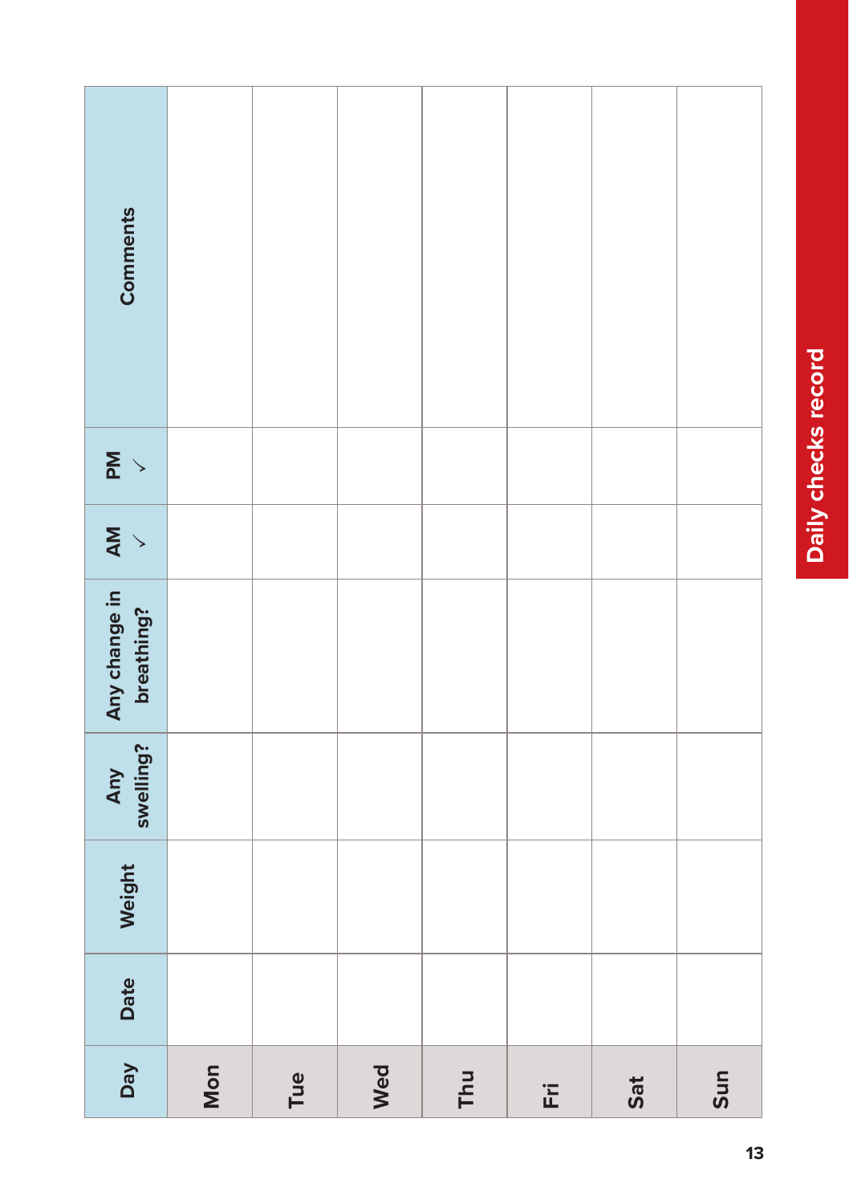## Daily checks record

| Day | Date | Weight | Any swelling? | Any change in breathing? | AM ✓ | PM ✓ | Comments |
|---|---|---|---|---|---|---|---|
| Mon | | | | | | | |
| Tue | | | | | | | |
| Wed | | | | | | | |
| Thu | | | | | | | |
| Fri | | | | | | | |
| Sat | | | | | | | |
| Sun | | | | | | | |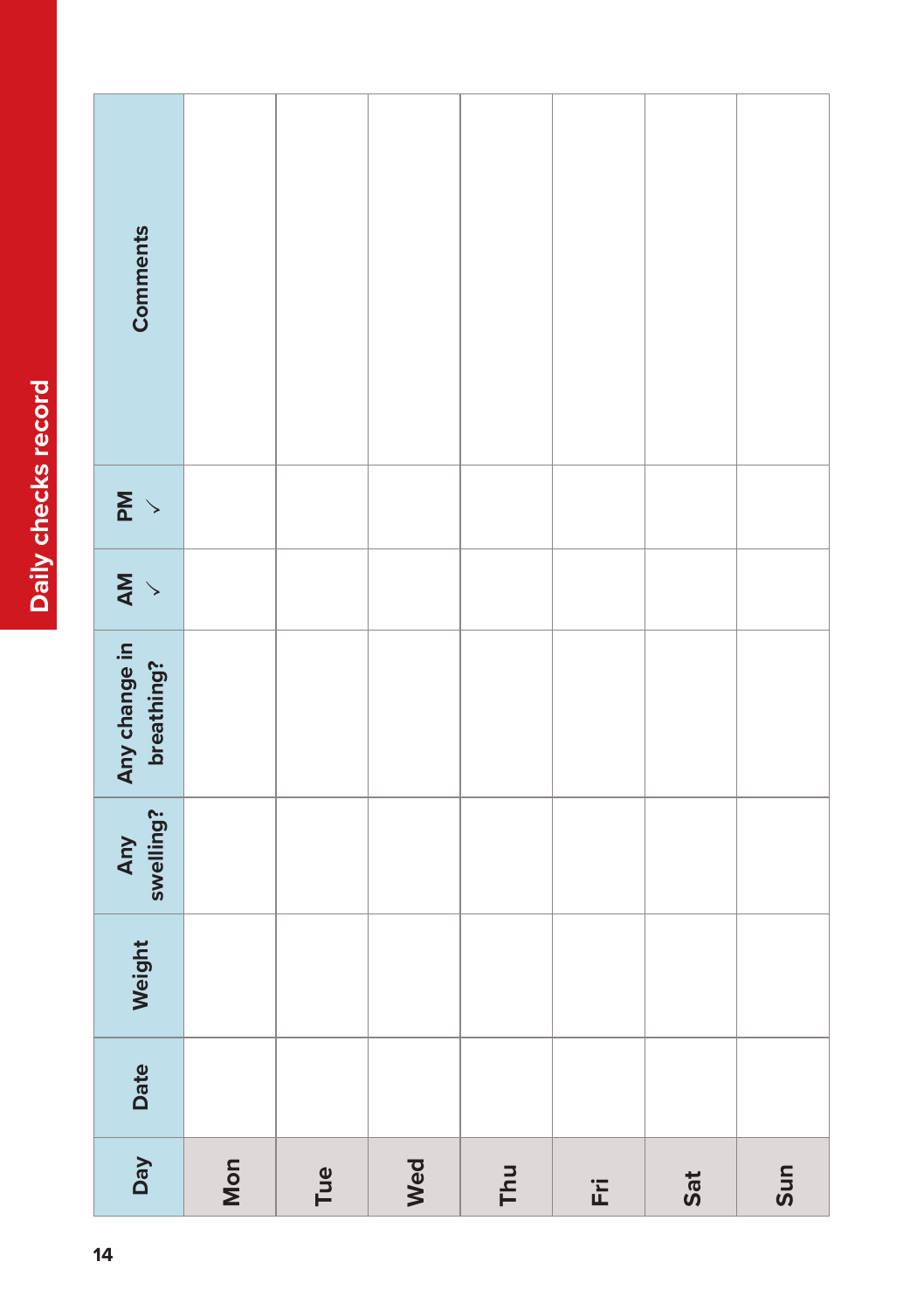# Daily checks record

| Day | Date | Weight | Any swelling? | Any change in breathing? | AM ✓ | PM ✓ | Comments |
|---|---|---|---|---|---|---|---|
| Mon | | | | | | | |
| Tue | | | | | | | |
| Wed | | | | | | | |
| Thu | | | | | | | |
| Fri | | | | | | | |
| Sat | | | | | | | |
| Sun | | | | | | | |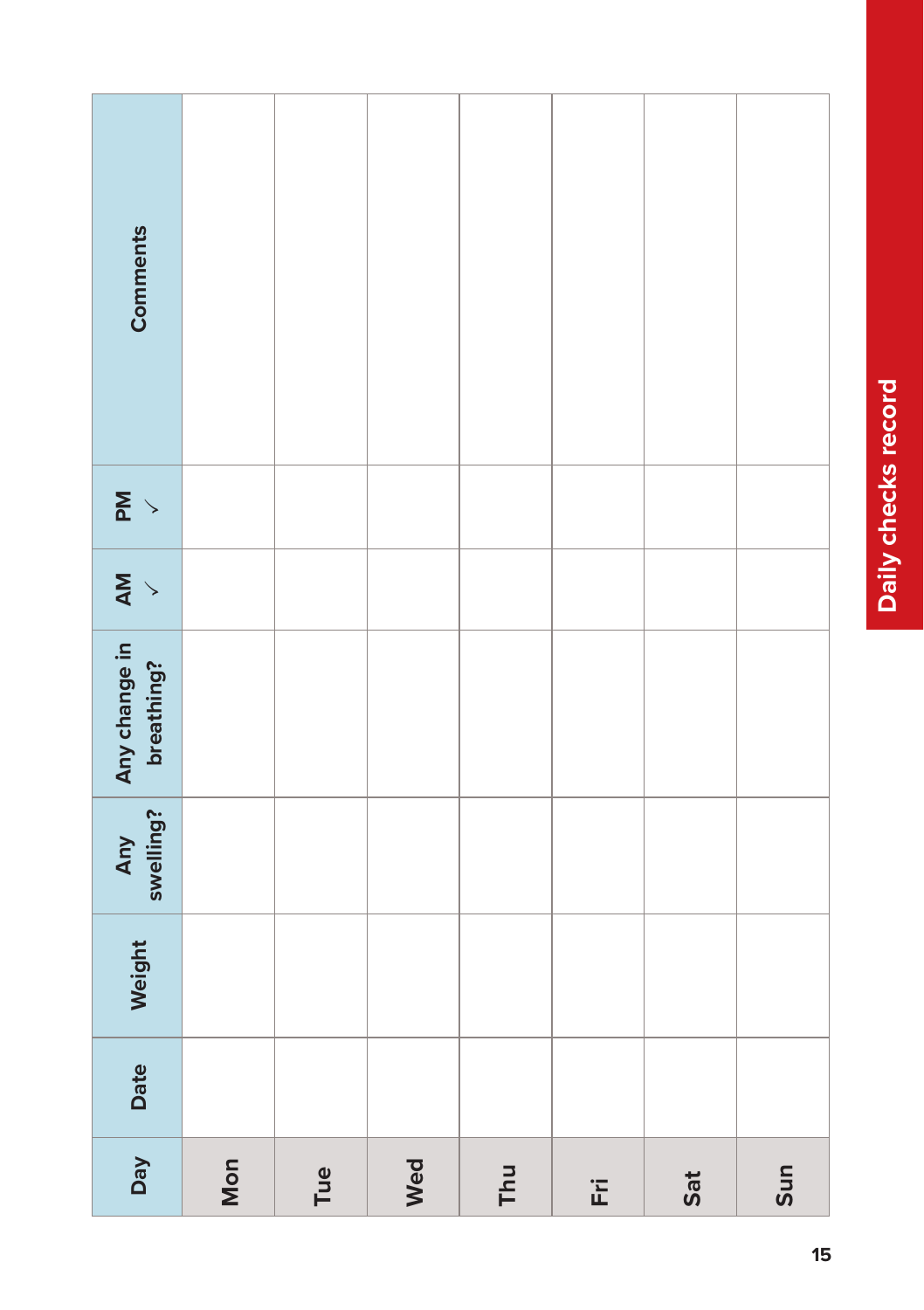# Daily checks record

| Day | Date | Weight | Any swelling? | Any change in breathing? | AM ✓ | PM ✓ | Comments |
|---|---|---|---|---|---|---|---|
| Mon | | | | | | | |
| Tue | | | | | | | |
| Wed | | | | | | | |
| Thu | | | | | | | |
| Fri | | | | | | | |
| Sat | | | | | | | |
| Sun | | | | | | | |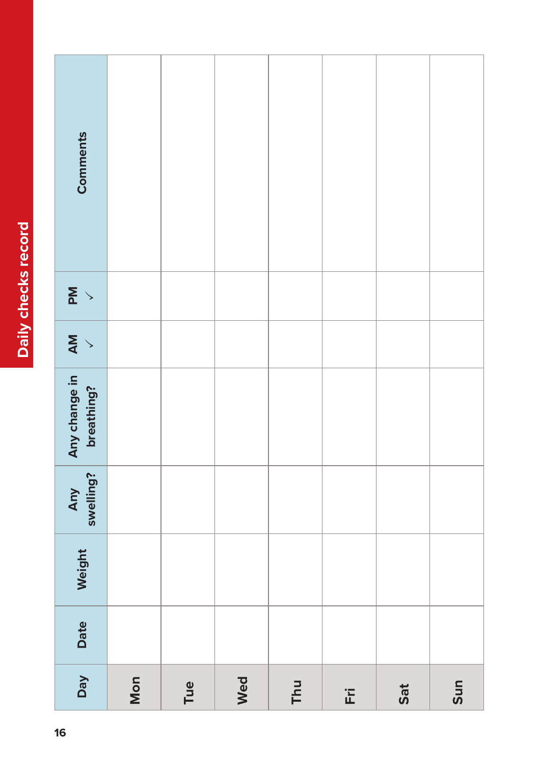## Daily checks record

| Day | Date | Weight | Any swelling? | Any change in breathing? | AM ✓ | PM ✓ | Comments |
|---|---|---|---|---|---|---|---|
| Mon | | | | | | | |
| Tue | | | | | | | |
| Wed | | | | | | | |
| Thu | | | | | | | |
| Fri | | | | | | | |
| Sat | | | | | | | |
| Sun | | | | | | | |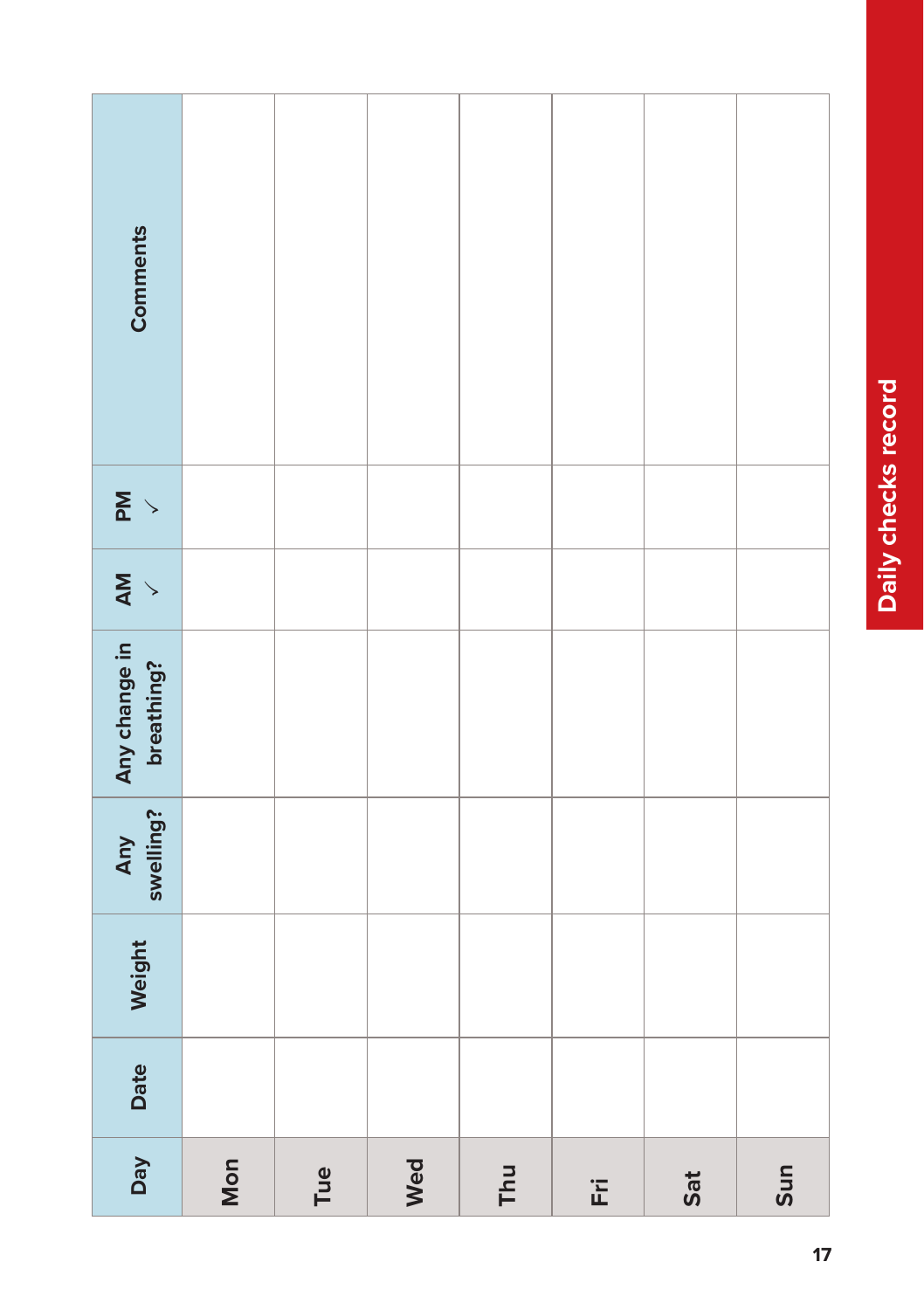## Daily checks record

| Day | Date | Weight | Any swelling? | Any change in breathing? | AM ✓ | PM ✓ | Comments |
|---|---|---|---|---|---|---|---|
| Mon | | | | | | | |
| Tue | | | | | | | |
| Wed | | | | | | | |
| Thu | | | | | | | |
| Fri | | | | | | | |
| Sat | | | | | | | |
| Sun | | | | | | | |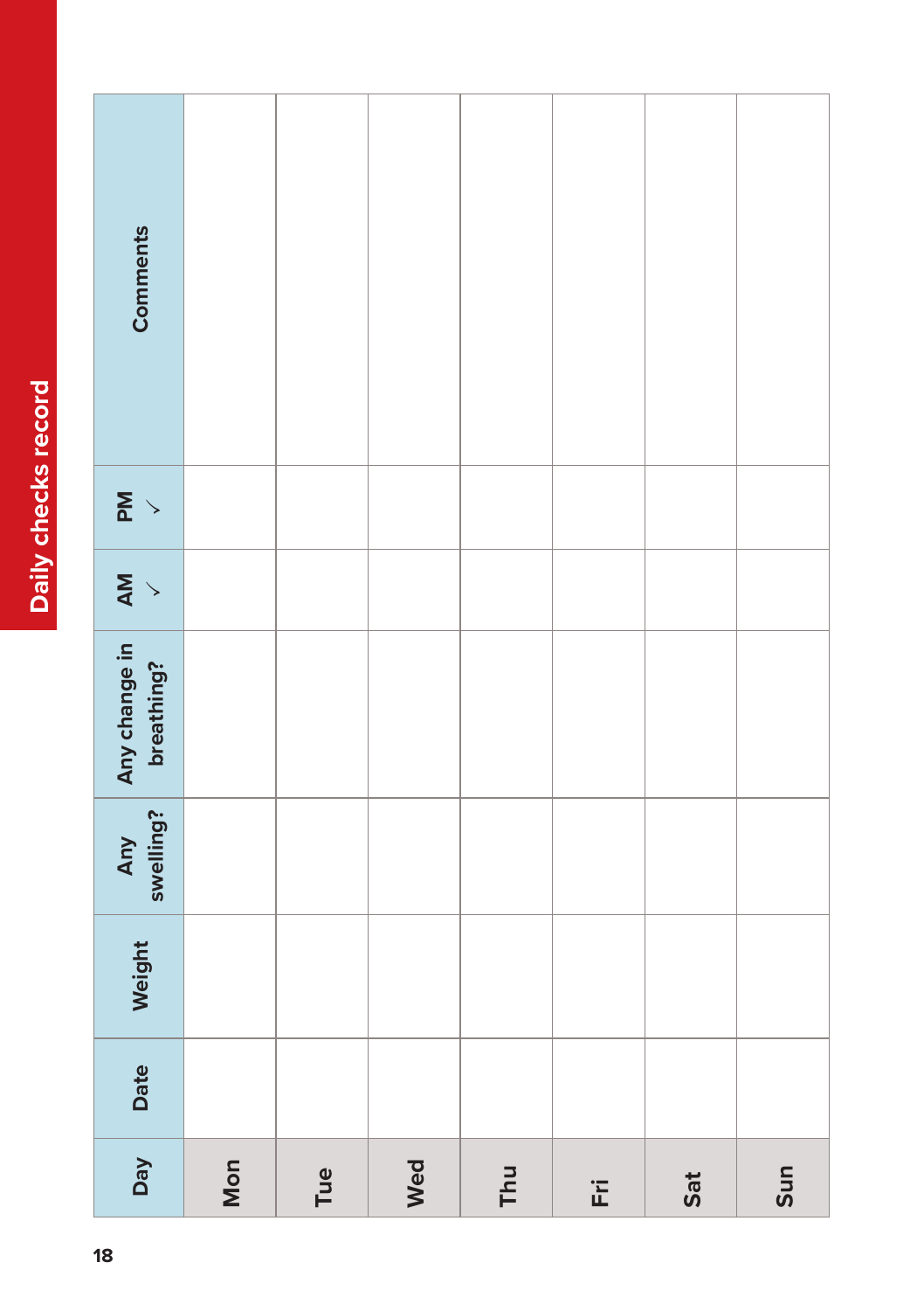# Daily checks record

| Day | Date | Weight | Any swelling? | Any change in breathing? | AM ✓ | PM ✓ | Comments |
|---|---|---|---|---|---|---|---|
| Mon | | | | | | | |
| Tue | | | | | | | |
| Wed | | | | | | | |
| Thu | | | | | | | |
| Fri | | | | | | | |
| Sat | | | | | | | |
| Sun | | | | | | | |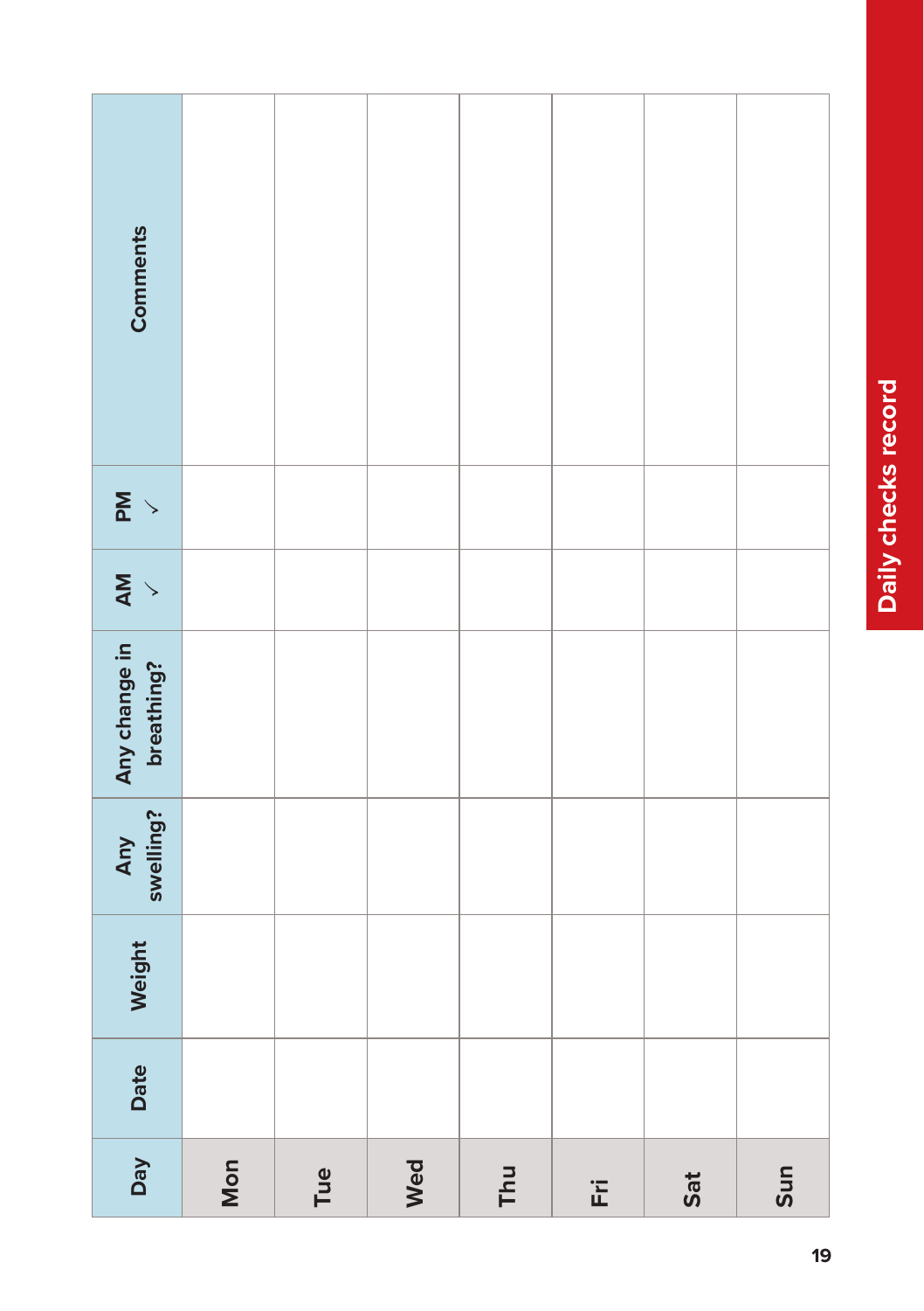# Daily checks record

| Day | Date | Weight | Any swelling? | Any change in breathing? | AM ✓ | PM ✓ | Comments |
|---|---|---|---|---|---|---|---|
| Mon | | | | | | | |
| Tue | | | | | | | |
| Wed | | | | | | | |
| Thu | | | | | | | |
| Fri | | | | | | | |
| Sat | | | | | | | |
| Sun | | | | | | | |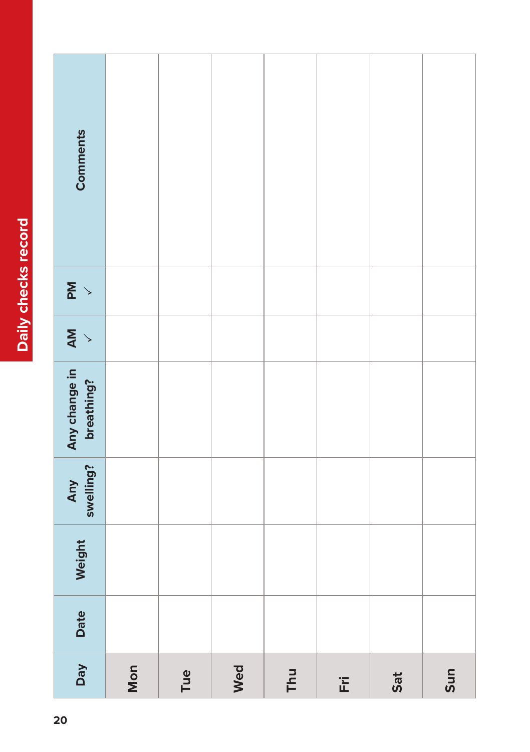# Daily checks record

| Day | Date | Weight | Any swelling? | Any change in breathing? | AM ✓ | PM ✓ | Comments |
|---|---|---|---|---|---|---|---|
| Mon | | | | | | | |
| Tue | | | | | | | |
| Wed | | | | | | | |
| Thu | | | | | | | |
| Fri | | | | | | | |
| Sat | | | | | | | |
| Sun | | | | | | | |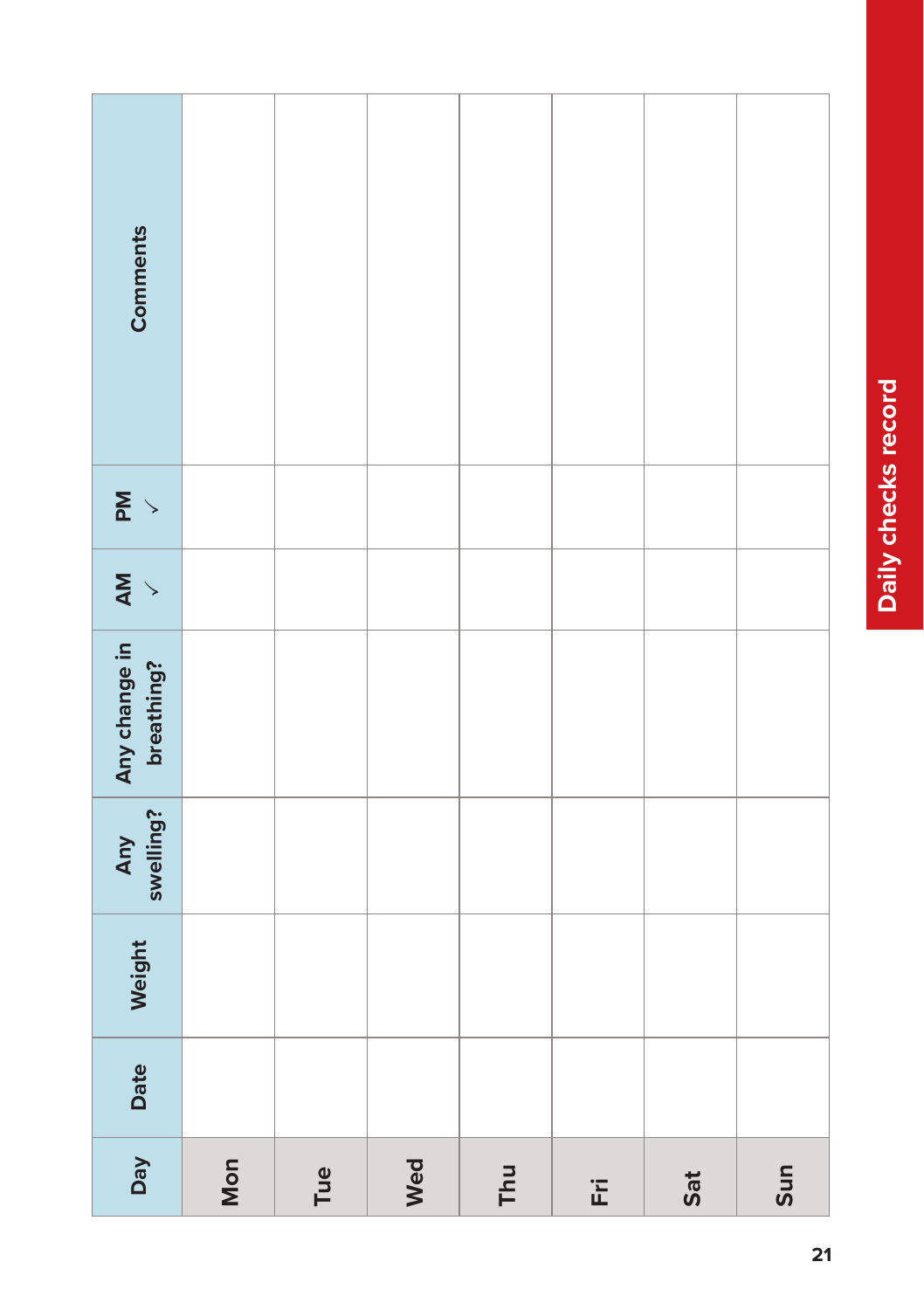## Daily checks record

| Day | Date | Weight | Any swelling? | Any change in breathing? | AM ✓ | PM ✓ | Comments |
|---|---|---|---|---|---|---|---|
| Mon | | | | | | | |
| Tue | | | | | | | |
| Wed | | | | | | | |
| Thu | | | | | | | |
| Fri | | | | | | | |
| Sat | | | | | | | |
| Sun | | | | | | | |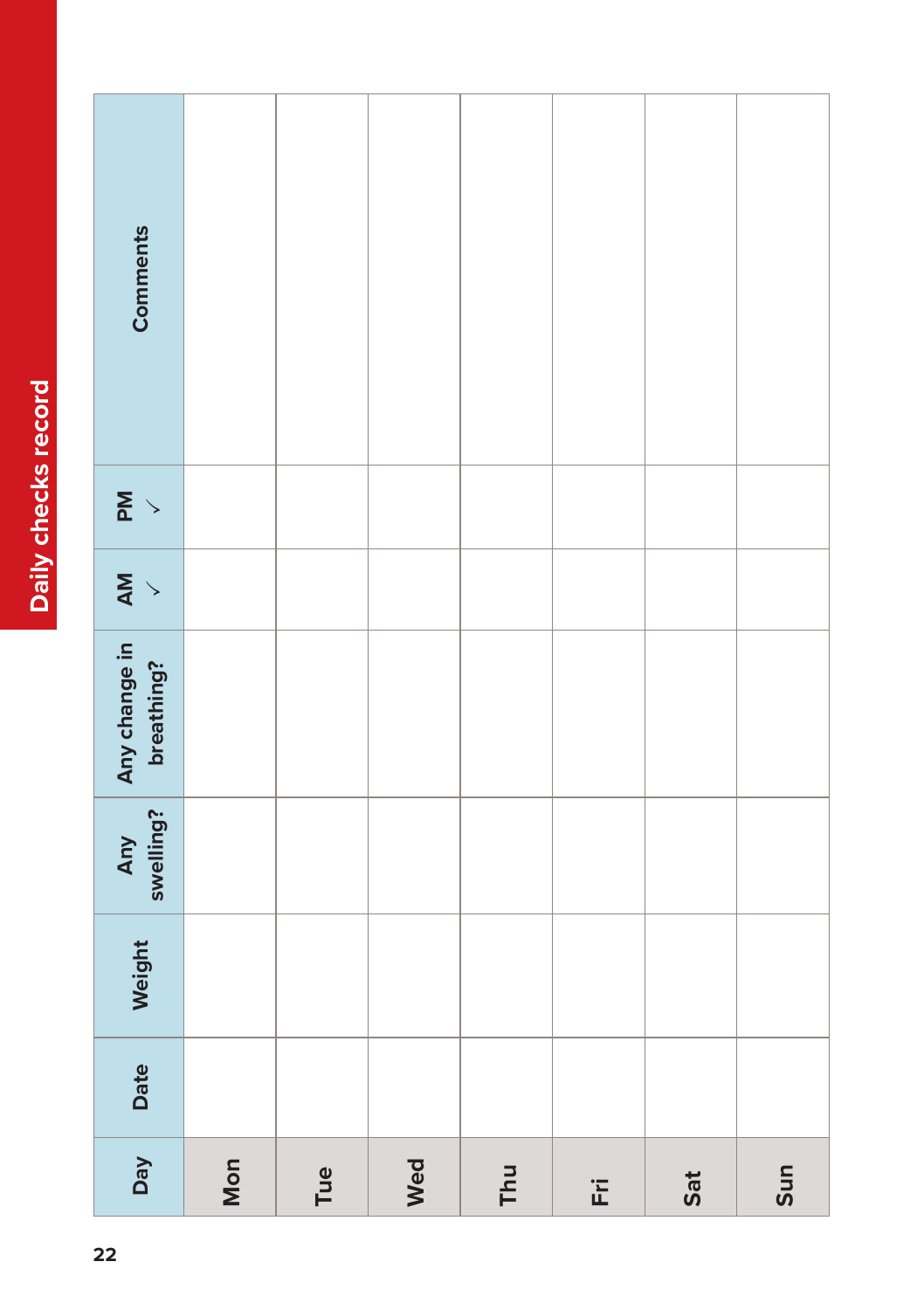# Daily checks record

| Day | Date | Weight | Any swelling? | Any change in breathing? | AM ✓ | PM ✓ | Comments |
|---|---|---|---|---|---|---|---|
| Mon | | | | | | | |
| Tue | | | | | | | |
| Wed | | | | | | | |
| Thu | | | | | | | |
| Fri | | | | | | | |
| Sat | | | | | | | |
| Sun | | | | | | | |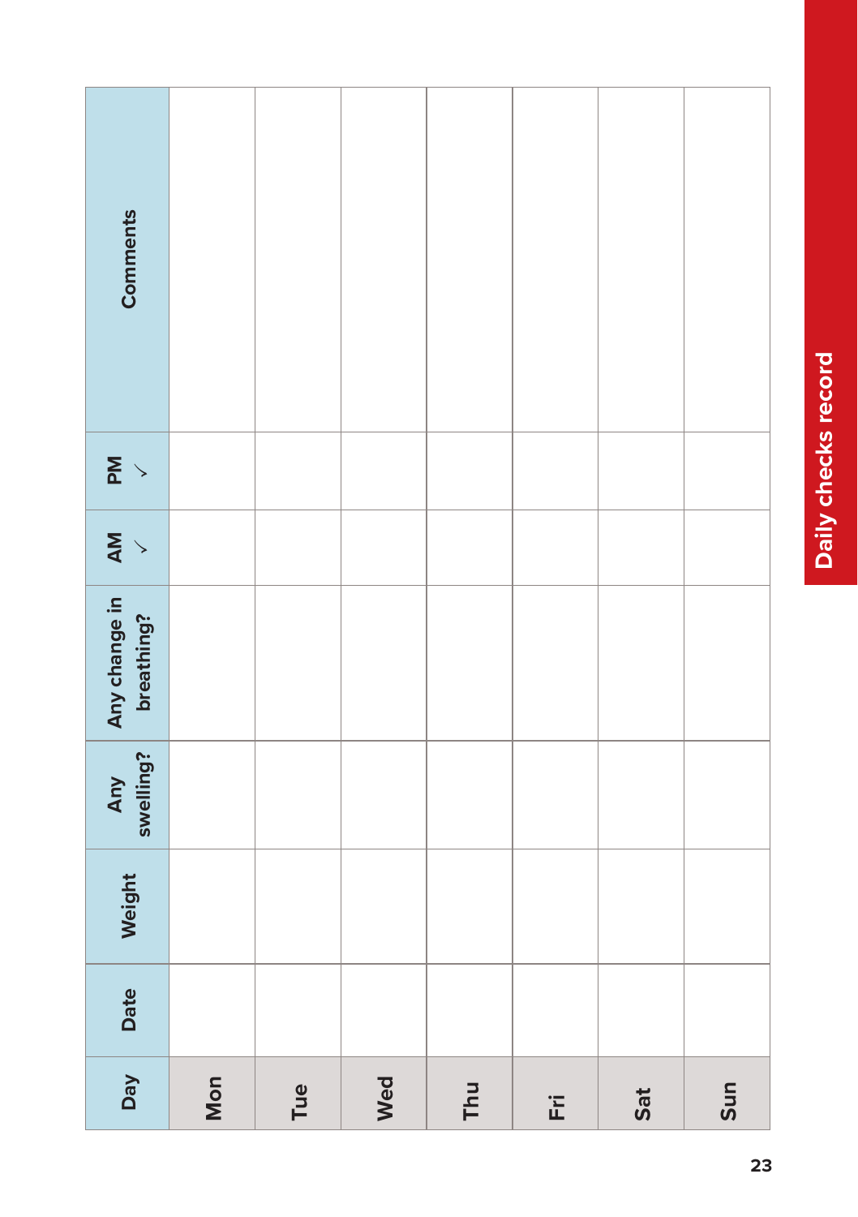## Daily checks record

| Day | Date | Weight | Any swelling? | Any change in breathing? | AM ✓ | PM ✓ | Comments |
|---|---|---|---|---|---|---|---|
| Mon | | | | | | | |
| Tue | | | | | | | |
| Wed | | | | | | | |
| Thu | | | | | | | |
| Fri | | | | | | | |
| Sat | | | | | | | |
| Sun | | | | | | | |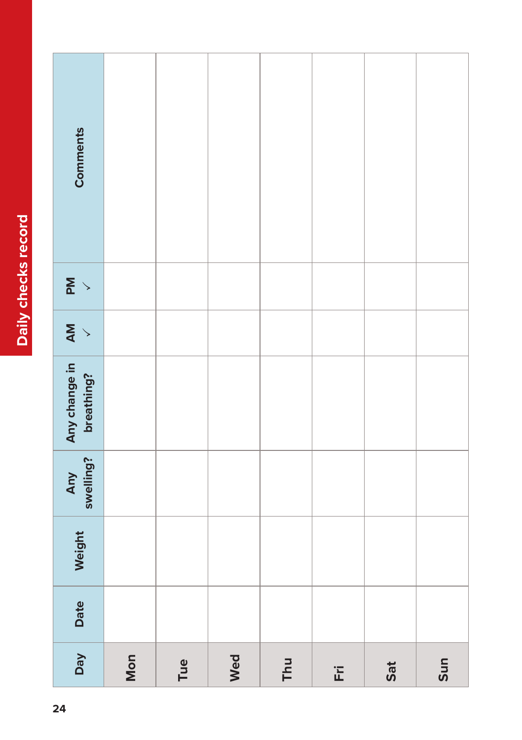# Daily checks record

| Day | Date | Weight | Any swelling? | Any change in breathing? | AM ✓ | PM ✓ | Comments |
|---|---|---|---|---|---|---|---|
| Mon | | | | | | | |
| Tue | | | | | | | |
| Wed | | | | | | | |
| Thu | | | | | | | |
| Fri | | | | | | | |
| Sat | | | | | | | |
| Sun | | | | | | | |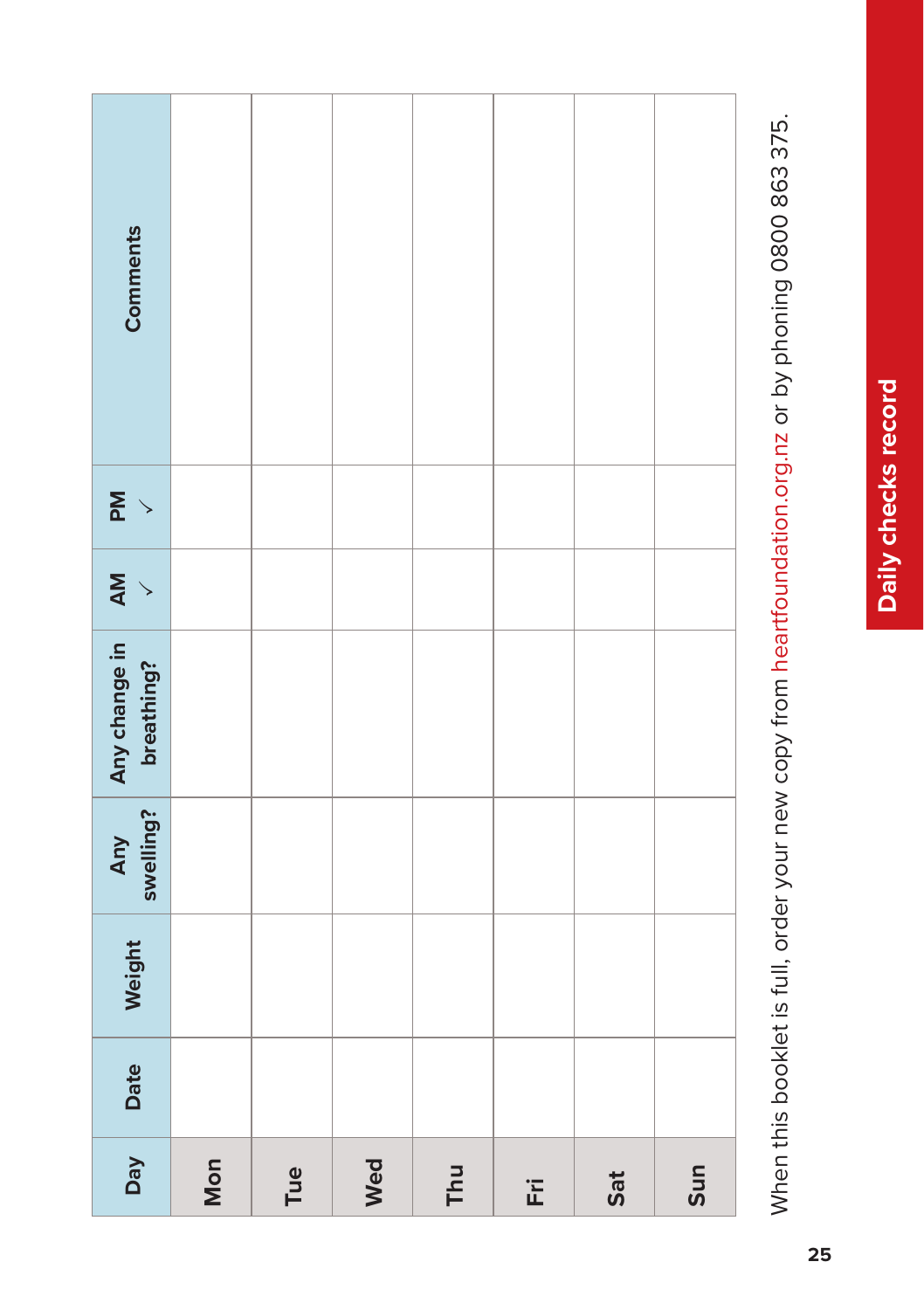## Daily checks record

| Day | Date | Weight | Any swelling? | Any change in breathing? | AM ✓ | PM ✓ | Comments |
|---|---|---|---|---|---|---|---|
| Mon | | | | | | | |
| Tue | | | | | | | |
| Wed | | | | | | | |
| Thu | | | | | | | |
| Fri | | | | | | | |
| Sat | | | | | | | |
| Sun | | | | | | | |

When this booklet is full, order your new copy from heartfoundation.org.nz or by phoning 0800 863 375.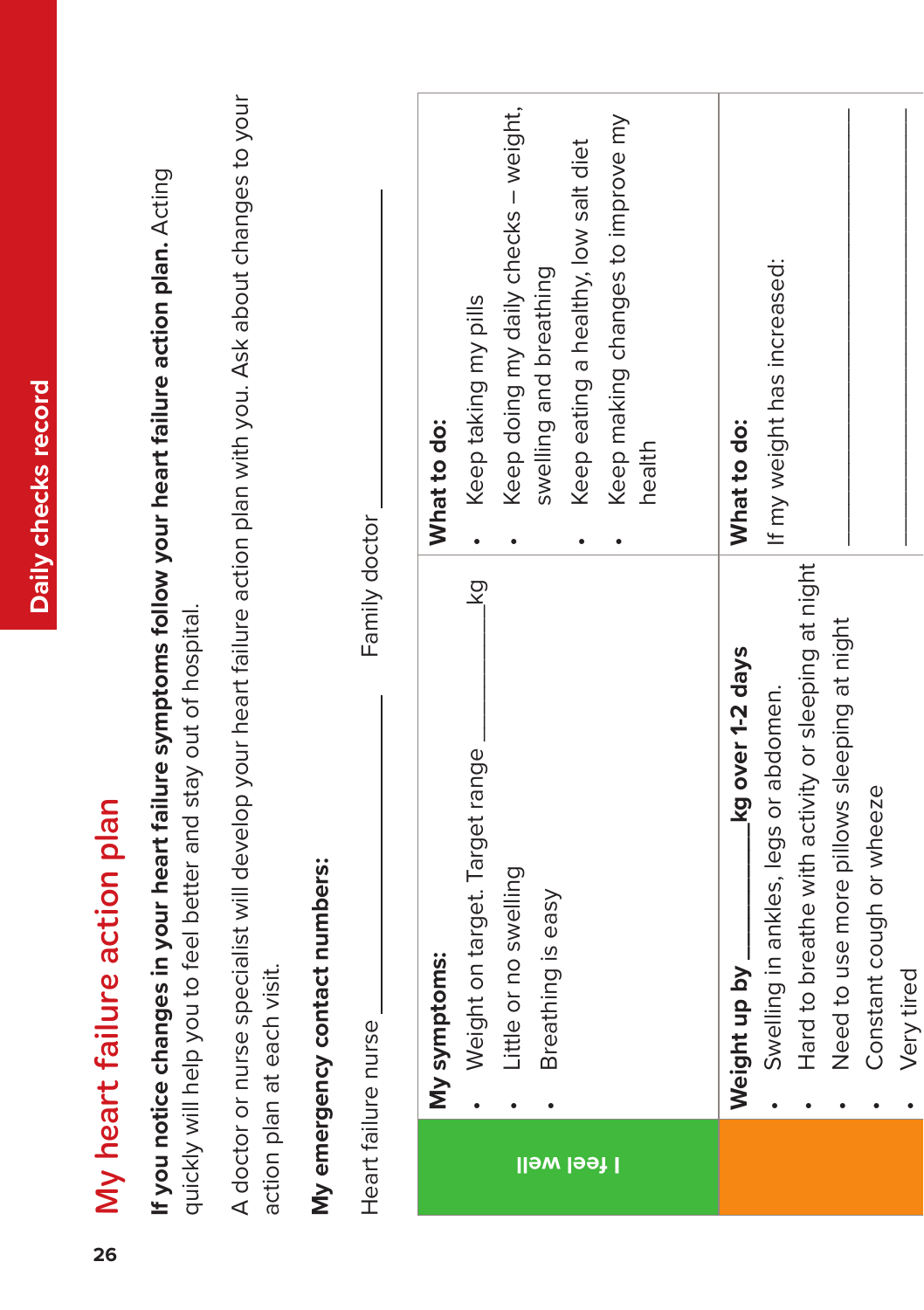Daily checks record

# My heart failure action plan

**If you notice changes in your heart failure symptoms follow your heart failure action plan.** Acting quickly will help you to feel better and stay out of hospital.

A doctor or nurse specialist will develop your heart failure action plan with you. Ask about changes to your action plan at each visit.

**My emergency contact numbers:**

Heart failure nurse ____________ Family doctor ____________

| | | |
|---|---|---|
| **I feel well** | **My symptoms:**<br>• Weight on target. Target range ________kg<br>• Little or no swelling<br>• Breathing is easy | **What to do:**<br>• Keep taking my pills<br>• Keep doing my daily checks – weight, swelling and breathing<br>• Keep eating a healthy, low salt diet<br>• Keep making changes to improve my health |
| | **Weight up by ________kg over 1-2 days**<br>• Swelling in ankles, legs or abdomen.<br>• Hard to breathe with activity or sleeping at night<br>• Need to use more pillows sleeping at night<br>• Constant cough or wheeze<br>• Very tired | **What to do:**<br>If my weight has increased:<br>____________<br>____________ |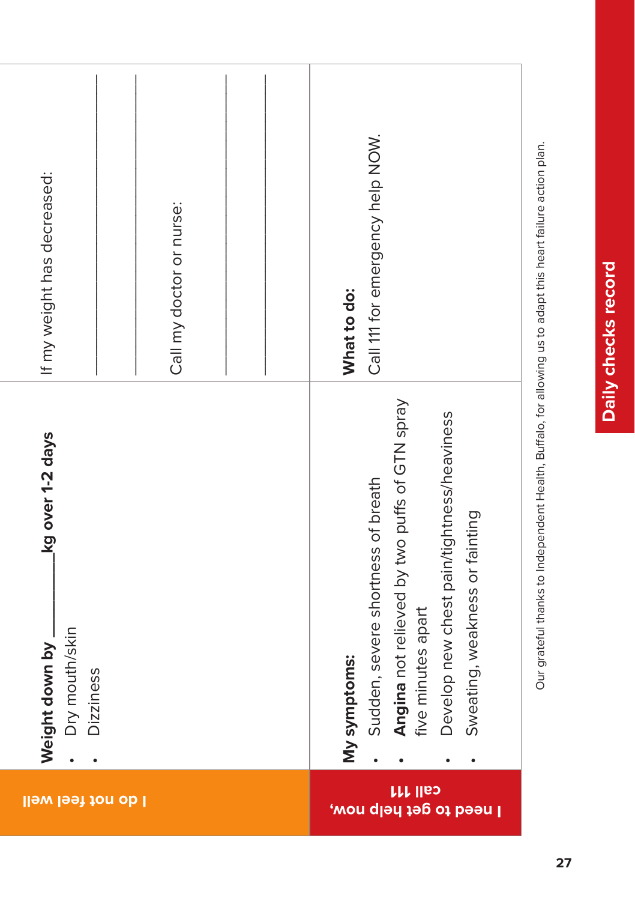| | | |
|---|---|---|
| **I do not feel well** | **Weight down by \_\_\_\_\_\_\_kg over 1-2 days**<br>• Dry mouth/skin<br>• Dizziness | If my weight has decreased:<br>\_\_\_\_\_\_\_\_\_\_\_\_\_\_\_\_\_\_\_\_\_\_\_\_<br>\_\_\_\_\_\_\_\_\_\_\_\_\_\_\_\_\_\_\_\_\_\_\_\_<br>Call my doctor or nurse:<br>\_\_\_\_\_\_\_\_\_\_\_\_\_\_\_\_\_\_\_\_\_\_\_\_<br>\_\_\_\_\_\_\_\_\_\_\_\_\_\_\_\_\_\_\_\_\_\_\_\_ |
| **I need to get help now, call 111** | **My symptoms:**<br>• Sudden, severe shortness of breath<br>• **Angina** not relieved by two puffs of GTN spray five minutes apart<br>• Develop new chest pain/tightness/heaviness<br>• Sweating, weakness or fainting | **What to do:**<br>Call 111 for emergency help NOW. |

Our grateful thanks to Independent Health, Buffalo, for allowing us to adapt this heart failure action plan.

## Daily checks record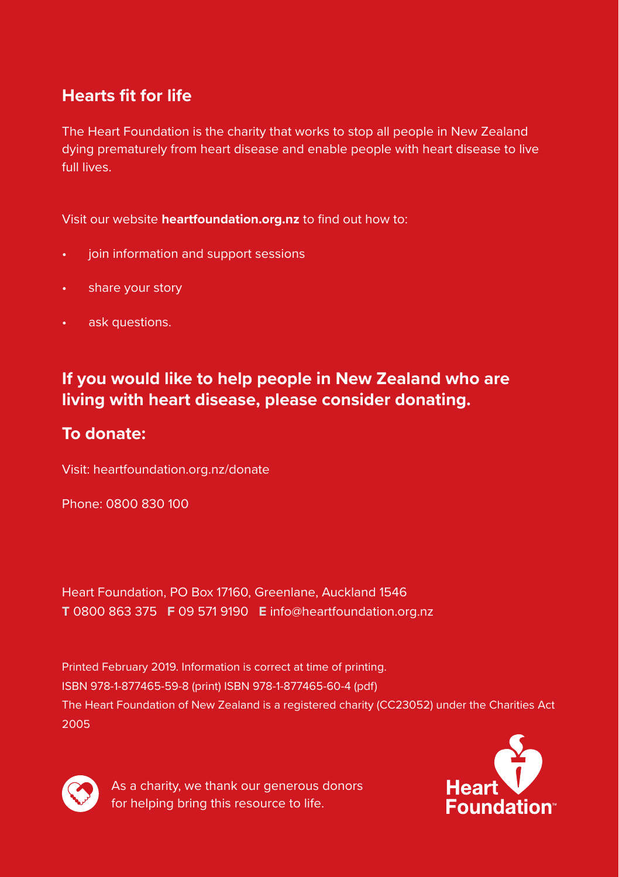## Hearts fit for life

The Heart Foundation is the charity that works to stop all people in New Zealand dying prematurely from heart disease and enable people with heart disease to live full lives.

Visit our website **heartfoundation.org.nz** to find out how to:

- join information and support sessions
- share your story
- ask questions.

### If you would like to help people in New Zealand who are living with heart disease, please consider donating.

### To donate:

Visit: heartfoundation.org.nz/donate

Phone: 0800 830 100

Heart Foundation, PO Box 17160, Greenlane, Auckland 1546
**T** 0800 863 375 **F** 09 571 9190 **E** info@heartfoundation.org.nz

Printed February 2019. Information is correct at time of printing.
ISBN 978-1-877465-59-8 (print) ISBN 978-1-877465-60-4 (pdf)
The Heart Foundation of New Zealand is a registered charity (CC23052) under the Charities Act 2005

As a charity, we thank our generous donors for helping bring this resource to life.

Heart Foundation™